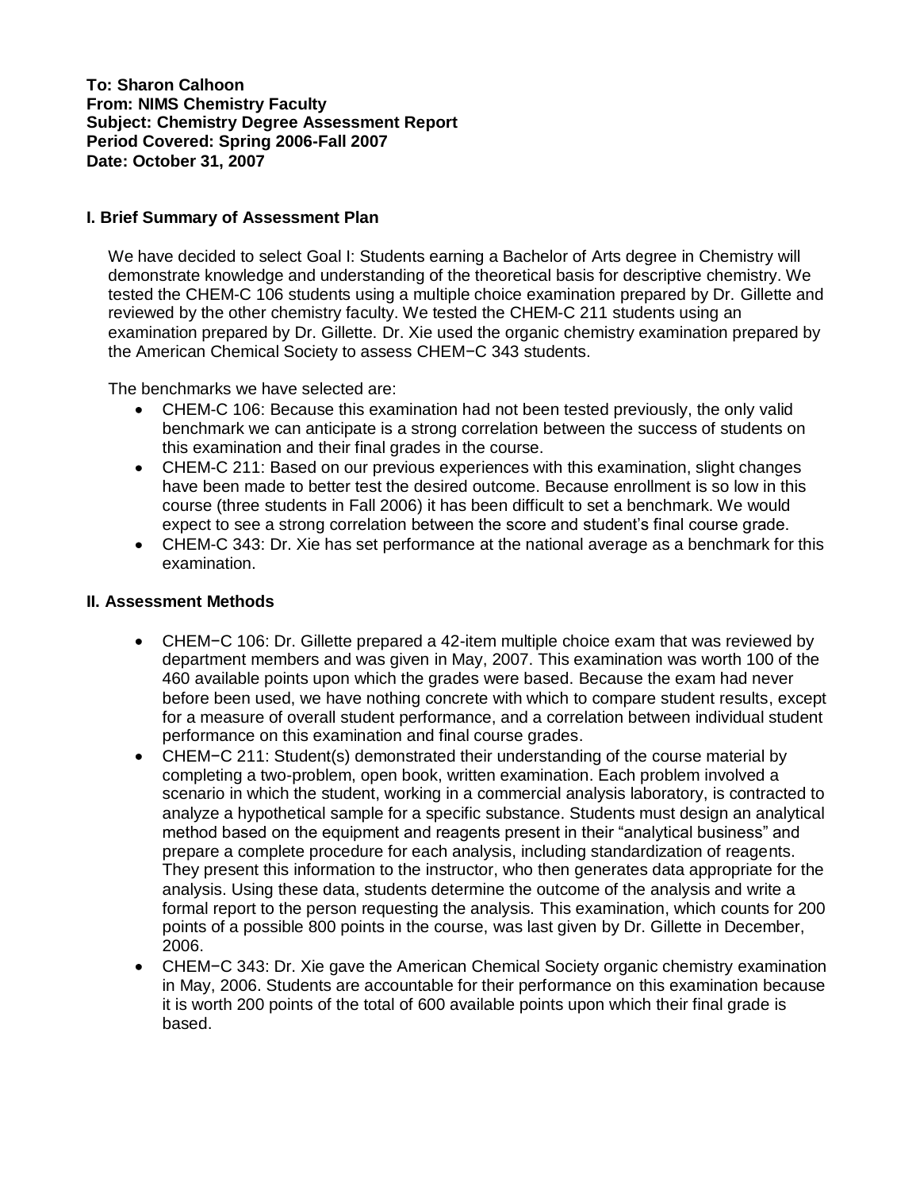**To: Sharon Calhoon**
**From: NIMS Chemistry Faculty**
**Subject: Chemistry Degree Assessment Report**
**Period Covered: Spring 2006-Fall 2007**
**Date: October 31, 2007**

## I. Brief Summary of Assessment Plan

We have decided to select Goal I: Students earning a Bachelor of Arts degree in Chemistry will demonstrate knowledge and understanding of the theoretical basis for descriptive chemistry. We tested the CHEM-C 106 students using a multiple choice examination prepared by Dr. Gillette and reviewed by the other chemistry faculty. We tested the CHEM-C 211 students using an examination prepared by Dr. Gillette. Dr. Xie used the organic chemistry examination prepared by the American Chemical Society to assess CHEM−C 343 students.

The benchmarks we have selected are:

- CHEM-C 106: Because this examination had not been tested previously, the only valid benchmark we can anticipate is a strong correlation between the success of students on this examination and their final grades in the course.
- CHEM-C 211: Based on our previous experiences with this examination, slight changes have been made to better test the desired outcome. Because enrollment is so low in this course (three students in Fall 2006) it has been difficult to set a benchmark. We would expect to see a strong correlation between the score and student's final course grade.
- CHEM-C 343: Dr. Xie has set performance at the national average as a benchmark for this examination.

## II. Assessment Methods

- CHEM−C 106: Dr. Gillette prepared a 42-item multiple choice exam that was reviewed by department members and was given in May, 2007. This examination was worth 100 of the 460 available points upon which the grades were based. Because the exam had never before been used, we have nothing concrete with which to compare student results, except for a measure of overall student performance, and a correlation between individual student performance on this examination and final course grades.
- CHEM−C 211: Student(s) demonstrated their understanding of the course material by completing a two-problem, open book, written examination. Each problem involved a scenario in which the student, working in a commercial analysis laboratory, is contracted to analyze a hypothetical sample for a specific substance. Students must design an analytical method based on the equipment and reagents present in their "analytical business" and prepare a complete procedure for each analysis, including standardization of reagents. They present this information to the instructor, who then generates data appropriate for the analysis. Using these data, students determine the outcome of the analysis and write a formal report to the person requesting the analysis. This examination, which counts for 200 points of a possible 800 points in the course, was last given by Dr. Gillette in December, 2006.
- CHEM−C 343: Dr. Xie gave the American Chemical Society organic chemistry examination in May, 2006. Students are accountable for their performance on this examination because it is worth 200 points of the total of 600 available points upon which their final grade is based.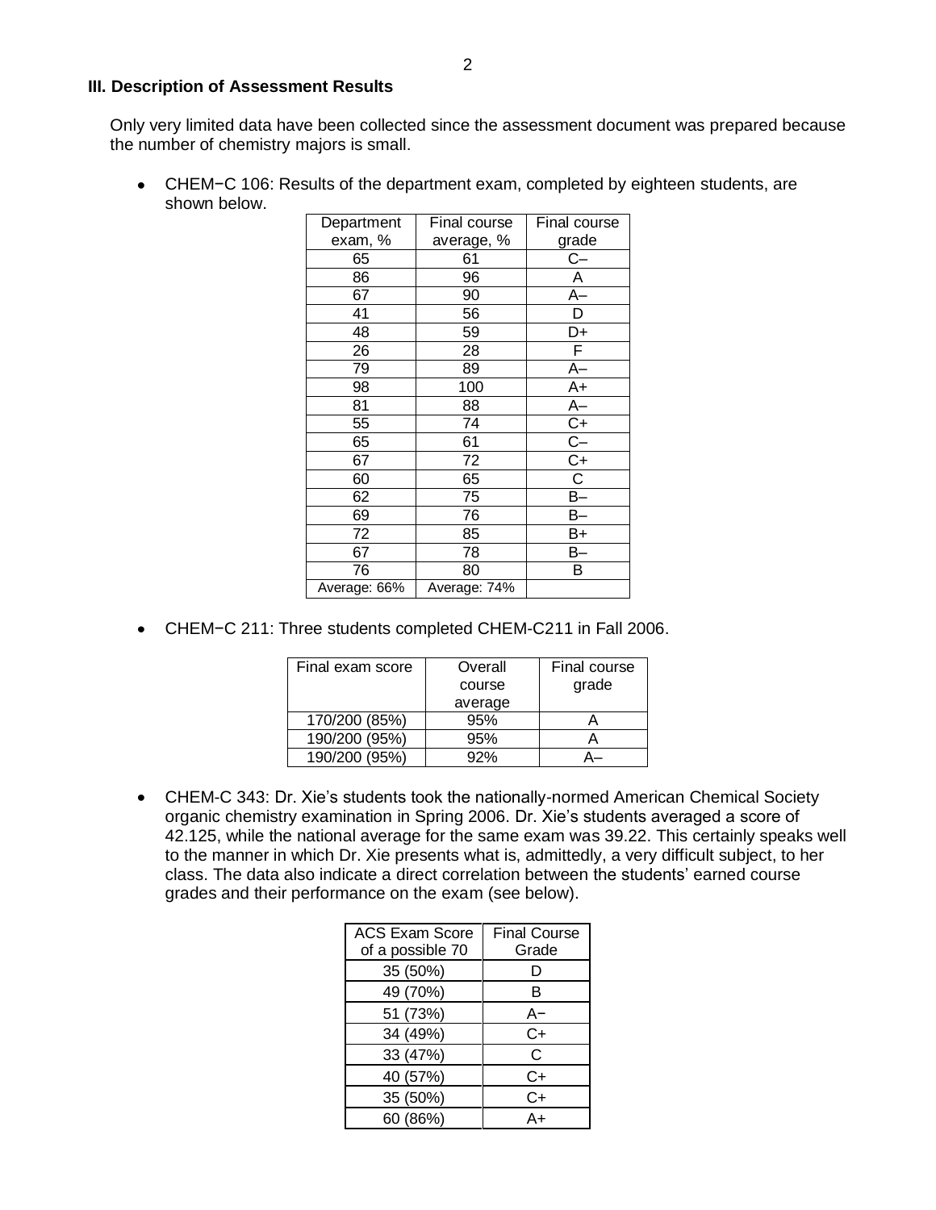### III. Description of Assessment Results

Only very limited data have been collected since the assessment document was prepared because the number of chemistry majors is small.

- CHEM−C 106: Results of the department exam, completed by eighteen students, are shown below.

| Department exam, % | Final course average, % | Final course grade |
|---|---|---|
| 65 | 61 | C– |
| 86 | 96 | A |
| 67 | 90 | A– |
| 41 | 56 | D |
| 48 | 59 | D+ |
| 26 | 28 | F |
| 79 | 89 | A– |
| 98 | 100 | A+ |
| 81 | 88 | A– |
| 55 | 74 | C+ |
| 65 | 61 | C– |
| 67 | 72 | C+ |
| 60 | 65 | C |
| 62 | 75 | B– |
| 69 | 76 | B– |
| 72 | 85 | B+ |
| 67 | 78 | B– |
| 76 | 80 | B |
| Average: 66% | Average: 74% | |

- CHEM−C 211: Three students completed CHEM-C211 in Fall 2006.

| Final exam score | Overall course average | Final course grade |
|---|---|---|
| 170/200 (85%) | 95% | A |
| 190/200 (95%) | 95% | A |
| 190/200 (95%) | 92% | A– |

- CHEM-C 343: Dr. Xie's students took the nationally-normed American Chemical Society organic chemistry examination in Spring 2006. Dr. Xie's students averaged a score of 42.125, while the national average for the same exam was 39.22. This certainly speaks well to the manner in which Dr. Xie presents what is, admittedly, a very difficult subject, to her class. The data also indicate a direct correlation between the students' earned course grades and their performance on the exam (see below).

| ACS Exam Score of a possible 70 | Final Course Grade |
|---|---|
| 35 (50%) | D |
| 49 (70%) | B |
| 51 (73%) | A− |
| 34 (49%) | C+ |
| 33 (47%) | C |
| 40 (57%) | C+ |
| 35 (50%) | C+ |
| 60 (86%) | A+ |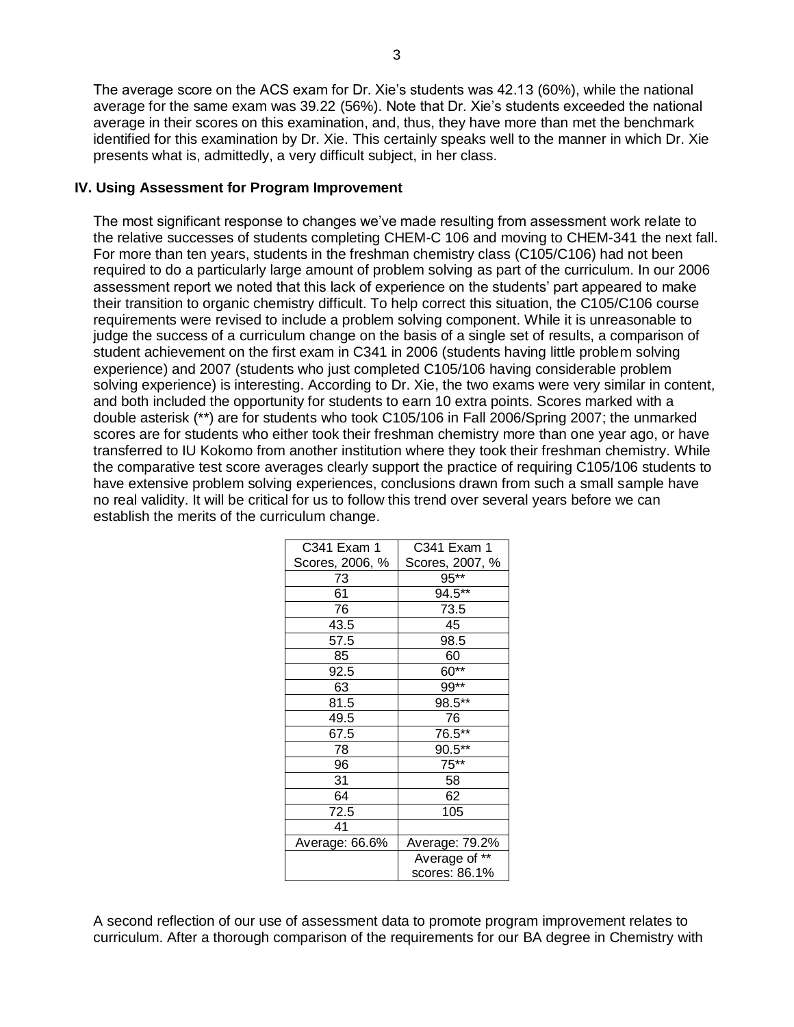The average score on the ACS exam for Dr. Xie's students was 42.13 (60%), while the national average for the same exam was 39.22 (56%). Note that Dr. Xie's students exceeded the national average in their scores on this examination, and, thus, they have more than met the benchmark identified for this examination by Dr. Xie. This certainly speaks well to the manner in which Dr. Xie presents what is, admittedly, a very difficult subject, in her class.

**IV. Using Assessment for Program Improvement**

The most significant response to changes we've made resulting from assessment work relate to the relative successes of students completing CHEM-C 106 and moving to CHEM-341 the next fall. For more than ten years, students in the freshman chemistry class (C105/C106) had not been required to do a particularly large amount of problem solving as part of the curriculum. In our 2006 assessment report we noted that this lack of experience on the students' part appeared to make their transition to organic chemistry difficult. To help correct this situation, the C105/C106 course requirements were revised to include a problem solving component. While it is unreasonable to judge the success of a curriculum change on the basis of a single set of results, a comparison of student achievement on the first exam in C341 in 2006 (students having little problem solving experience) and 2007 (students who just completed C105/106 having considerable problem solving experience) is interesting. According to Dr. Xie, the two exams were very similar in content, and both included the opportunity for students to earn 10 extra points. Scores marked with a double asterisk (**) are for students who took C105/106 in Fall 2006/Spring 2007; the unmarked scores are for students who either took their freshman chemistry more than one year ago, or have transferred to IU Kokomo from another institution where they took their freshman chemistry. While the comparative test score averages clearly support the practice of requiring C105/106 students to have extensive problem solving experiences, conclusions drawn from such a small sample have no real validity. It will be critical for us to follow this trend over several years before we can establish the merits of the curriculum change.

| C341 Exam 1 Scores, 2006, % | C341 Exam 1 Scores, 2007, % |
|---|---|
| 73 | 95** |
| 61 | 94.5** |
| 76 | 73.5 |
| 43.5 | 45 |
| 57.5 | 98.5 |
| 85 | 60 |
| 92.5 | 60** |
| 63 | 99** |
| 81.5 | 98.5** |
| 49.5 | 76 |
| 67.5 | 76.5** |
| 78 | 90.5** |
| 96 | 75** |
| 31 | 58 |
| 64 | 62 |
| 72.5 | 105 |
| 41 | |
| Average: 66.6% | Average: 79.2% |
| | Average of ** scores: 86.1% |

A second reflection of our use of assessment data to promote program improvement relates to curriculum. After a thorough comparison of the requirements for our BA degree in Chemistry with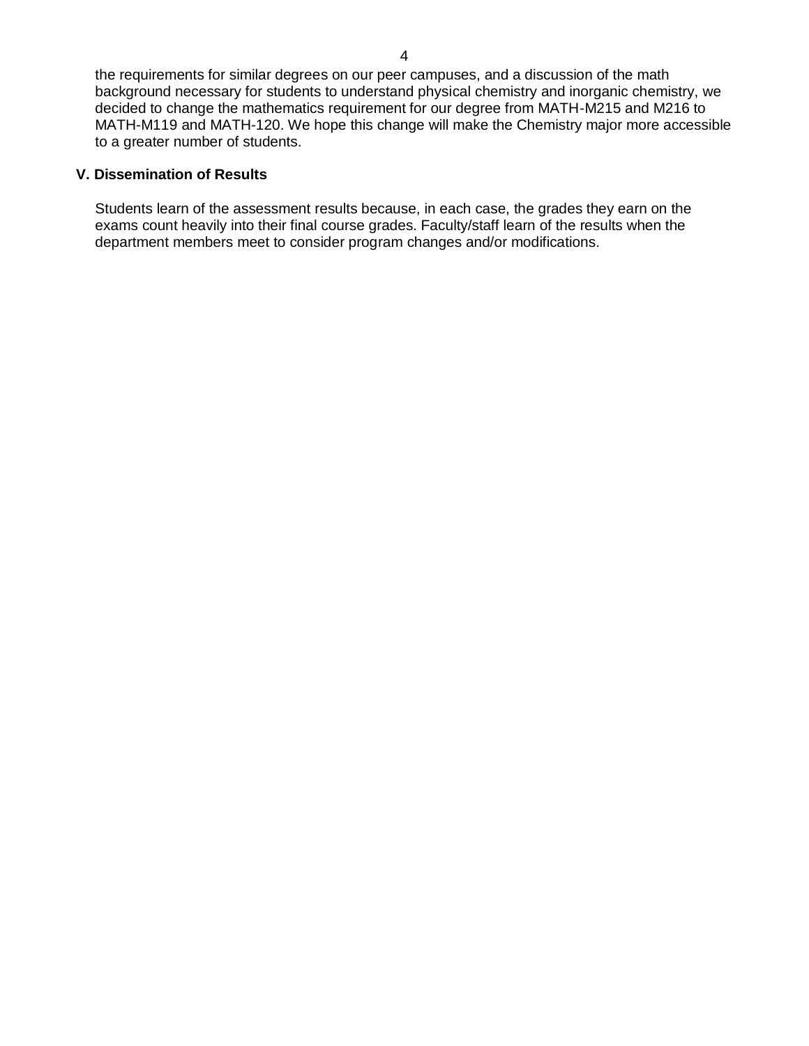the requirements for similar degrees on our peer campuses, and a discussion of the math background necessary for students to understand physical chemistry and inorganic chemistry, we decided to change the mathematics requirement for our degree from MATH-M215 and M216 to MATH-M119 and MATH-120. We hope this change will make the Chemistry major more accessible to a greater number of students.

### V. Dissemination of Results

Students learn of the assessment results because, in each case, the grades they earn on the exams count heavily into their final course grades. Faculty/staff learn of the results when the department members meet to consider program changes and/or modifications.